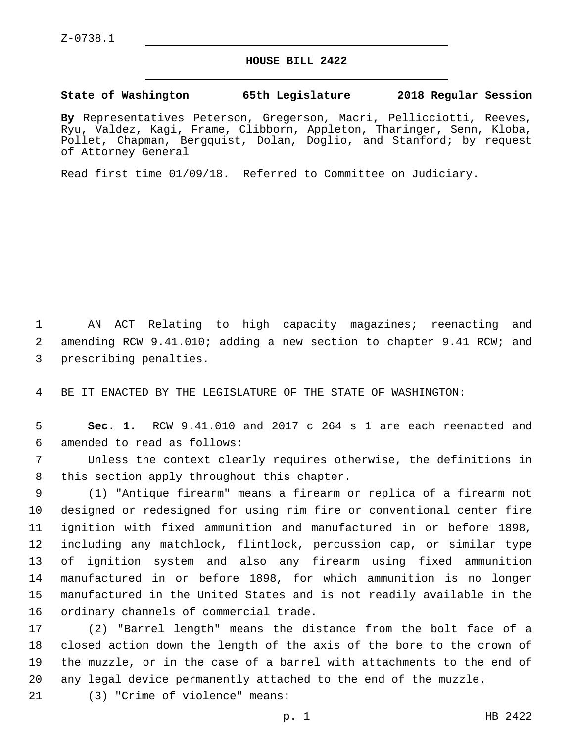Z-0738.1

# HOUSE BILL 2422

**State of Washington 65th Legislature 2018 Regular Session**

**By** Representatives Peterson, Gregerson, Macri, Pellicciotti, Reeves, Ryu, Valdez, Kagi, Frame, Clibborn, Appleton, Tharinger, Senn, Kloba, Pollet, Chapman, Bergquist, Dolan, Doglio, and Stanford; by request of Attorney General

Read first time 01/09/18. Referred to Committee on Judiciary.

AN ACT Relating to high capacity magazines; reenacting and amending RCW 9.41.010; adding a new section to chapter 9.41 RCW; and prescribing penalties.

BE IT ENACTED BY THE LEGISLATURE OF THE STATE OF WASHINGTON:

**Sec. 1.** RCW 9.41.010 and 2017 c 264 s 1 are each reenacted and amended to read as follows:

Unless the context clearly requires otherwise, the definitions in this section apply throughout this chapter.

(1) "Antique firearm" means a firearm or replica of a firearm not designed or redesigned for using rim fire or conventional center fire ignition with fixed ammunition and manufactured in or before 1898, including any matchlock, flintlock, percussion cap, or similar type of ignition system and also any firearm using fixed ammunition manufactured in or before 1898, for which ammunition is no longer manufactured in the United States and is not readily available in the ordinary channels of commercial trade.

(2) "Barrel length" means the distance from the bolt face of a closed action down the length of the axis of the bore to the crown of the muzzle, or in the case of a barrel with attachments to the end of any legal device permanently attached to the end of the muzzle.

(3) "Crime of violence" means: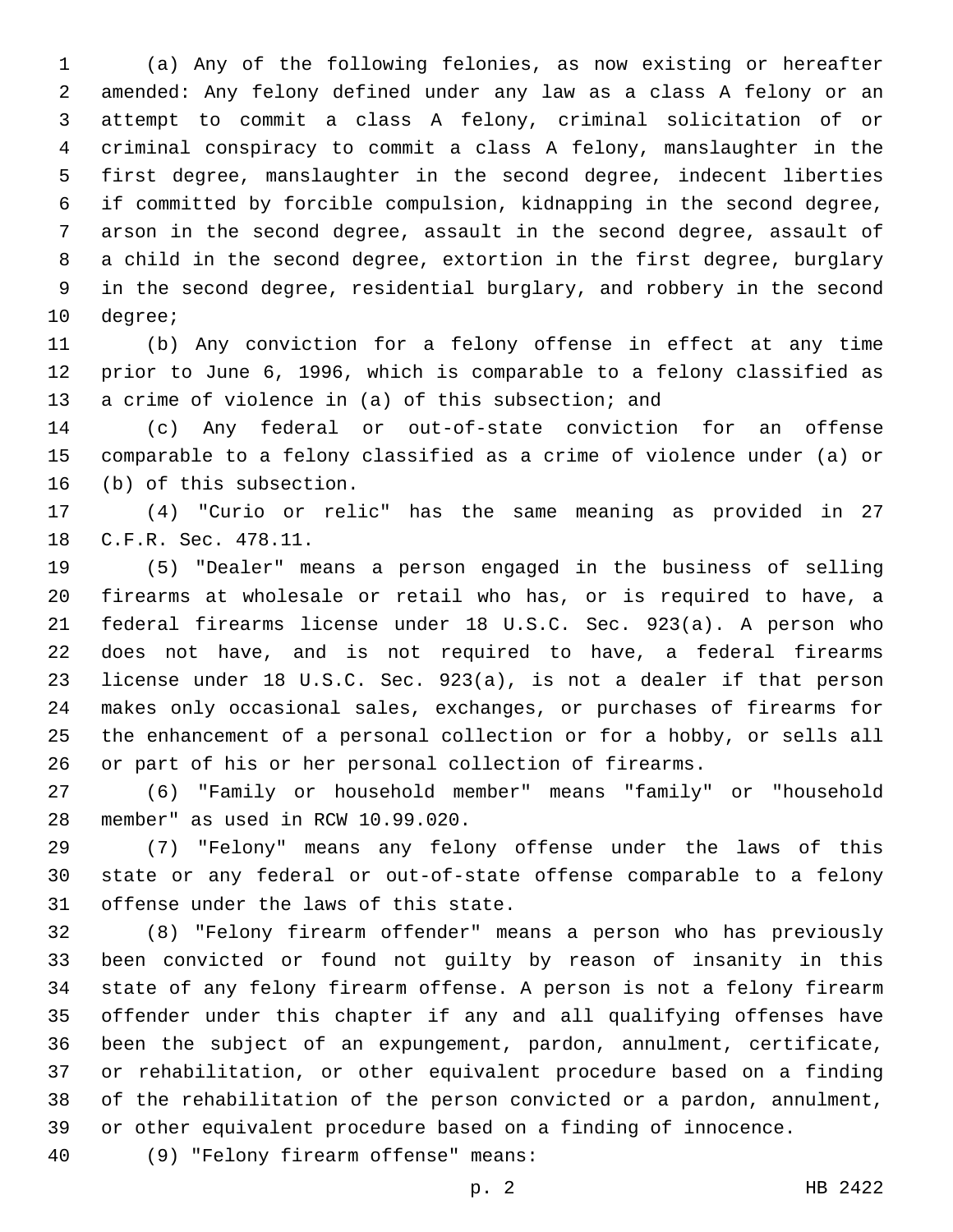(a) Any of the following felonies, as now existing or hereafter amended: Any felony defined under any law as a class A felony or an attempt to commit a class A felony, criminal solicitation of or criminal conspiracy to commit a class A felony, manslaughter in the first degree, manslaughter in the second degree, indecent liberties if committed by forcible compulsion, kidnapping in the second degree, arson in the second degree, assault in the second degree, assault of a child in the second degree, extortion in the first degree, burglary in the second degree, residential burglary, and robbery in the second degree;

(b) Any conviction for a felony offense in effect at any time prior to June 6, 1996, which is comparable to a felony classified as a crime of violence in (a) of this subsection; and

(c) Any federal or out-of-state conviction for an offense comparable to a felony classified as a crime of violence under (a) or (b) of this subsection.

(4) "Curio or relic" has the same meaning as provided in 27 C.F.R. Sec. 478.11.

(5) "Dealer" means a person engaged in the business of selling firearms at wholesale or retail who has, or is required to have, a federal firearms license under 18 U.S.C. Sec. 923(a). A person who does not have, and is not required to have, a federal firearms license under 18 U.S.C. Sec. 923(a), is not a dealer if that person makes only occasional sales, exchanges, or purchases of firearms for the enhancement of a personal collection or for a hobby, or sells all or part of his or her personal collection of firearms.

(6) "Family or household member" means "family" or "household member" as used in RCW 10.99.020.

(7) "Felony" means any felony offense under the laws of this state or any federal or out-of-state offense comparable to a felony offense under the laws of this state.

(8) "Felony firearm offender" means a person who has previously been convicted or found not guilty by reason of insanity in this state of any felony firearm offense. A person is not a felony firearm offender under this chapter if any and all qualifying offenses have been the subject of an expungement, pardon, annulment, certificate, or rehabilitation, or other equivalent procedure based on a finding of the rehabilitation of the person convicted or a pardon, annulment, or other equivalent procedure based on a finding of innocence.

(9) "Felony firearm offense" means: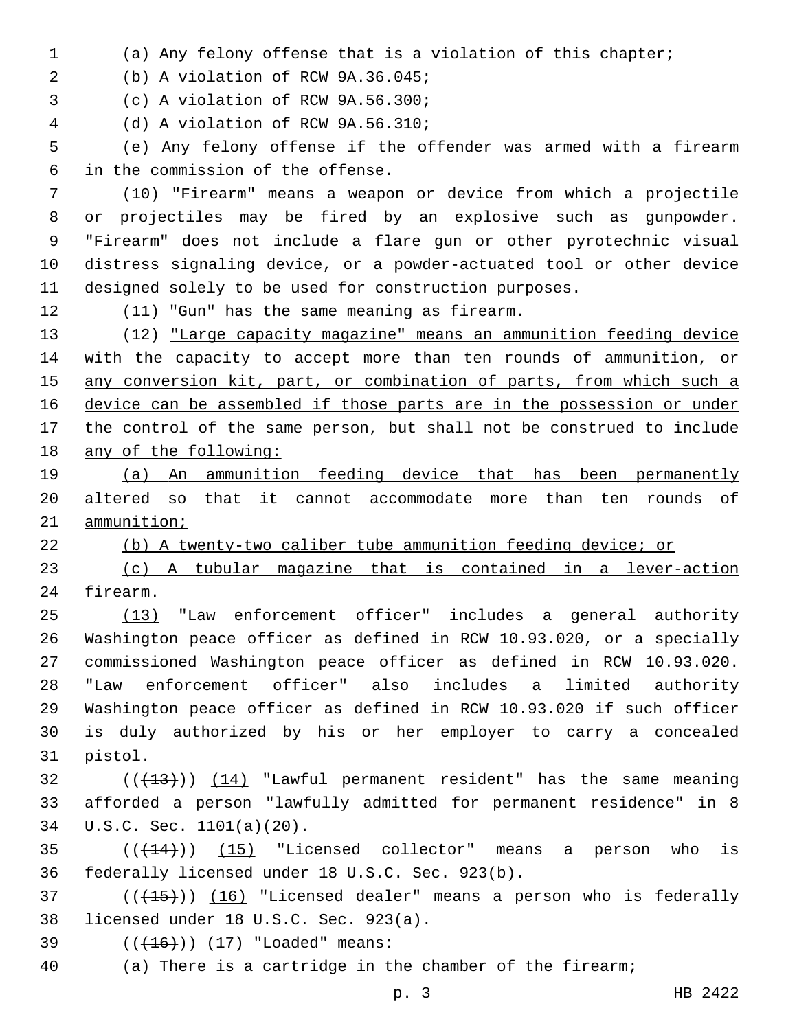(a) Any felony offense that is a violation of this chapter;

(b) A violation of RCW 9A.36.045;

(c) A violation of RCW 9A.56.300;

(d) A violation of RCW 9A.56.310;

(e) Any felony offense if the offender was armed with a firearm in the commission of the offense.

(10) "Firearm" means a weapon or device from which a projectile or projectiles may be fired by an explosive such as gunpowder. "Firearm" does not include a flare gun or other pyrotechnic visual distress signaling device, or a powder-actuated tool or other device designed solely to be used for construction purposes.

(11) "Gun" has the same meaning as firearm.

(12) "Large capacity magazine" means an ammunition feeding device with the capacity to accept more than ten rounds of ammunition, or any conversion kit, part, or combination of parts, from which such a device can be assembled if those parts are in the possession or under the control of the same person, but shall not be construed to include any of the following:

(a) An ammunition feeding device that has been permanently altered so that it cannot accommodate more than ten rounds of ammunition;

(b) A twenty-two caliber tube ammunition feeding device; or

(c) A tubular magazine that is contained in a lever-action firearm.

(13) "Law enforcement officer" includes a general authority Washington peace officer as defined in RCW 10.93.020, or a specially commissioned Washington peace officer as defined in RCW 10.93.020. "Law enforcement officer" also includes a limited authority Washington peace officer as defined in RCW 10.93.020 if such officer is duly authorized by his or her employer to carry a concealed pistol.

(((13))) (14) "Lawful permanent resident" has the same meaning afforded a person "lawfully admitted for permanent residence" in 8 U.S.C. Sec. 1101(a)(20).

(((14))) (15) "Licensed collector" means a person who is federally licensed under 18 U.S.C. Sec. 923(b).

(((15))) (16) "Licensed dealer" means a person who is federally licensed under 18 U.S.C. Sec. 923(a).

(((16))) (17) "Loaded" means:

(a) There is a cartridge in the chamber of the firearm;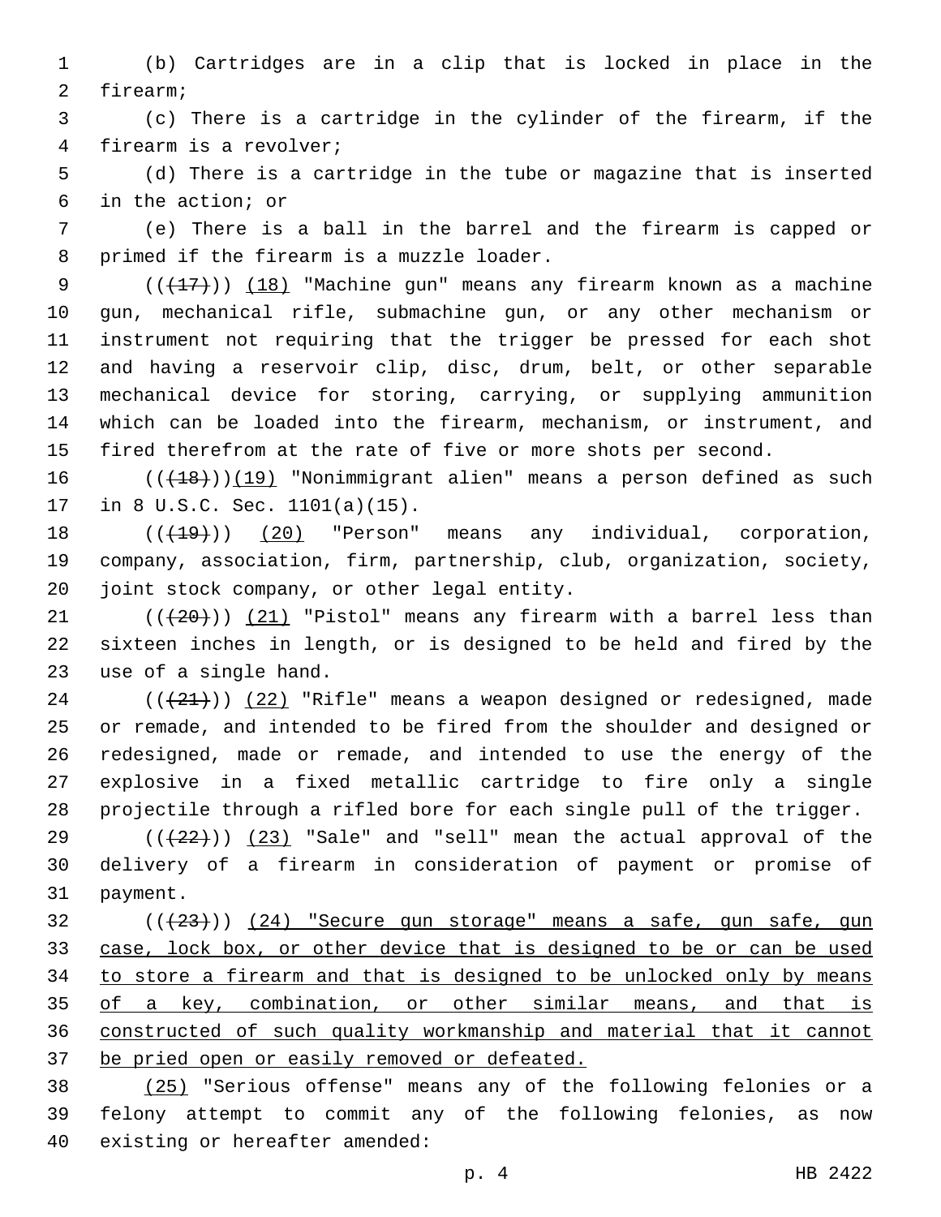(b) Cartridges are in a clip that is locked in place in the firearm;

(c) There is a cartridge in the cylinder of the firearm, if the firearm is a revolver;

(d) There is a cartridge in the tube or magazine that is inserted in the action; or

(e) There is a ball in the barrel and the firearm is capped or primed if the firearm is a muzzle loader.

((~~(17)~~)) (18) "Machine gun" means any firearm known as a machine gun, mechanical rifle, submachine gun, or any other mechanism or instrument not requiring that the trigger be pressed for each shot and having a reservoir clip, disc, drum, belt, or other separable mechanical device for storing, carrying, or supplying ammunition which can be loaded into the firearm, mechanism, or instrument, and fired therefrom at the rate of five or more shots per second.

((~~(18)~~))(19) "Nonimmigrant alien" means a person defined as such in 8 U.S.C. Sec. 1101(a)(15).

((~~(19)~~)) (20) "Person" means any individual, corporation, company, association, firm, partnership, club, organization, society, joint stock company, or other legal entity.

((~~(20)~~)) (21) "Pistol" means any firearm with a barrel less than sixteen inches in length, or is designed to be held and fired by the use of a single hand.

((~~(21)~~)) (22) "Rifle" means a weapon designed or redesigned, made or remade, and intended to be fired from the shoulder and designed or redesigned, made or remade, and intended to use the energy of the explosive in a fixed metallic cartridge to fire only a single projectile through a rifled bore for each single pull of the trigger.

((~~(22)~~)) (23) "Sale" and "sell" mean the actual approval of the delivery of a firearm in consideration of payment or promise of payment.

((~~(23)~~)) (24) "Secure gun storage" means a safe, gun safe, gun case, lock box, or other device that is designed to be or can be used to store a firearm and that is designed to be unlocked only by means of a key, combination, or other similar means, and that is constructed of such quality workmanship and material that it cannot be pried open or easily removed or defeated.

(25) "Serious offense" means any of the following felonies or a felony attempt to commit any of the following felonies, as now existing or hereafter amended: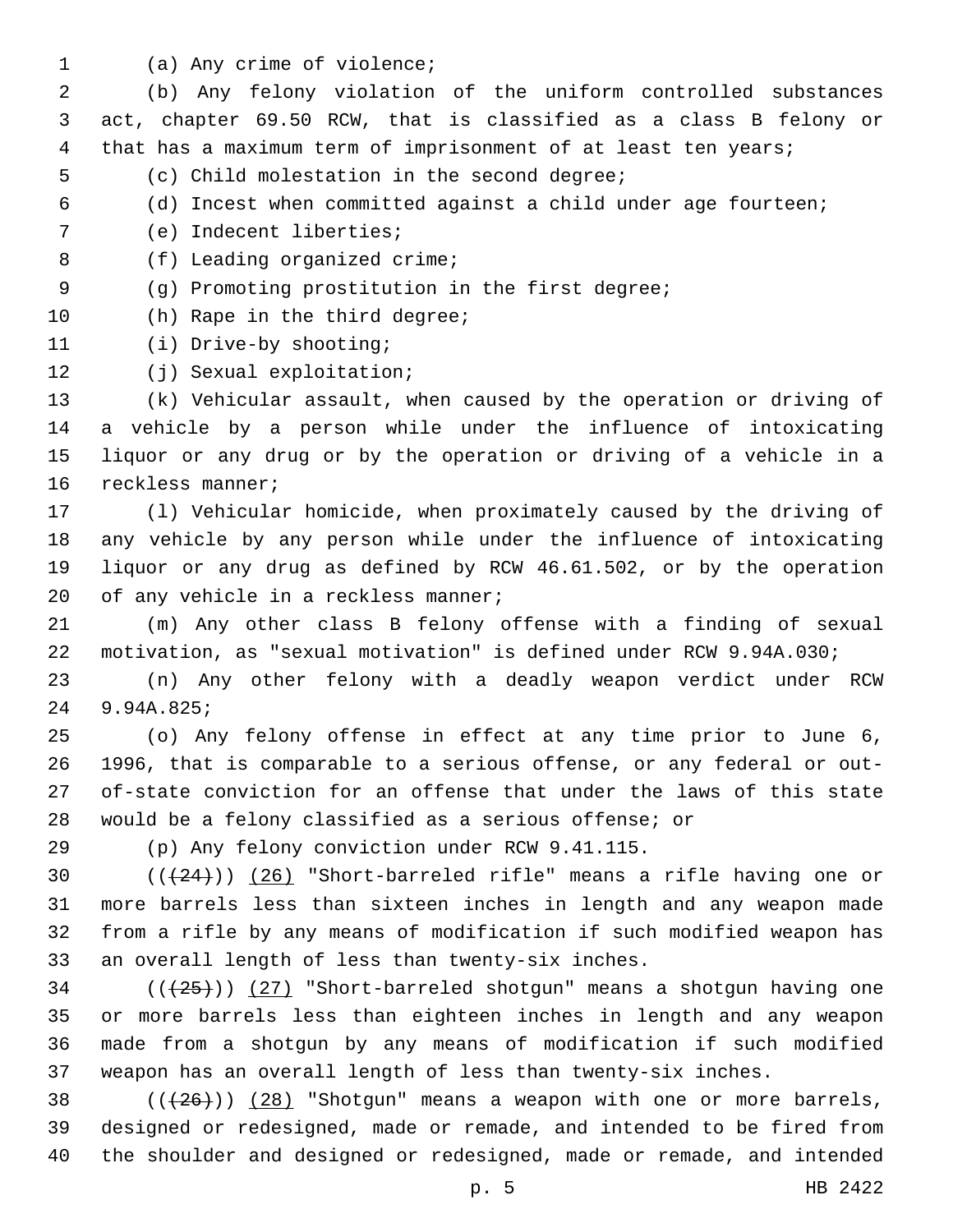(a) Any crime of violence;

(b) Any felony violation of the uniform controlled substances act, chapter 69.50 RCW, that is classified as a class B felony or that has a maximum term of imprisonment of at least ten years;

(c) Child molestation in the second degree;

(d) Incest when committed against a child under age fourteen;

(e) Indecent liberties;

(f) Leading organized crime;

(g) Promoting prostitution in the first degree;

(h) Rape in the third degree;

(i) Drive-by shooting;

(j) Sexual exploitation;

(k) Vehicular assault, when caused by the operation or driving of a vehicle by a person while under the influence of intoxicating liquor or any drug or by the operation or driving of a vehicle in a reckless manner;

(l) Vehicular homicide, when proximately caused by the driving of any vehicle by any person while under the influence of intoxicating liquor or any drug as defined by RCW 46.61.502, or by the operation of any vehicle in a reckless manner;

(m) Any other class B felony offense with a finding of sexual motivation, as "sexual motivation" is defined under RCW 9.94A.030;

(n) Any other felony with a deadly weapon verdict under RCW 9.94A.825;

(o) Any felony offense in effect at any time prior to June 6, 1996, that is comparable to a serious offense, or any federal or out-of-state conviction for an offense that under the laws of this state would be a felony classified as a serious offense; or

(p) Any felony conviction under RCW 9.41.115.

~~((~~(24)~~))~~ (26) "Short-barreled rifle" means a rifle having one or more barrels less than sixteen inches in length and any weapon made from a rifle by any means of modification if such modified weapon has an overall length of less than twenty-six inches.

~~((~~(25)~~))~~ (27) "Short-barreled shotgun" means a shotgun having one or more barrels less than eighteen inches in length and any weapon made from a shotgun by any means of modification if such modified weapon has an overall length of less than twenty-six inches.

~~((~~(26)~~))~~ (28) "Shotgun" means a weapon with one or more barrels, designed or redesigned, made or remade, and intended to be fired from the shoulder and designed or redesigned, made or remade, and intended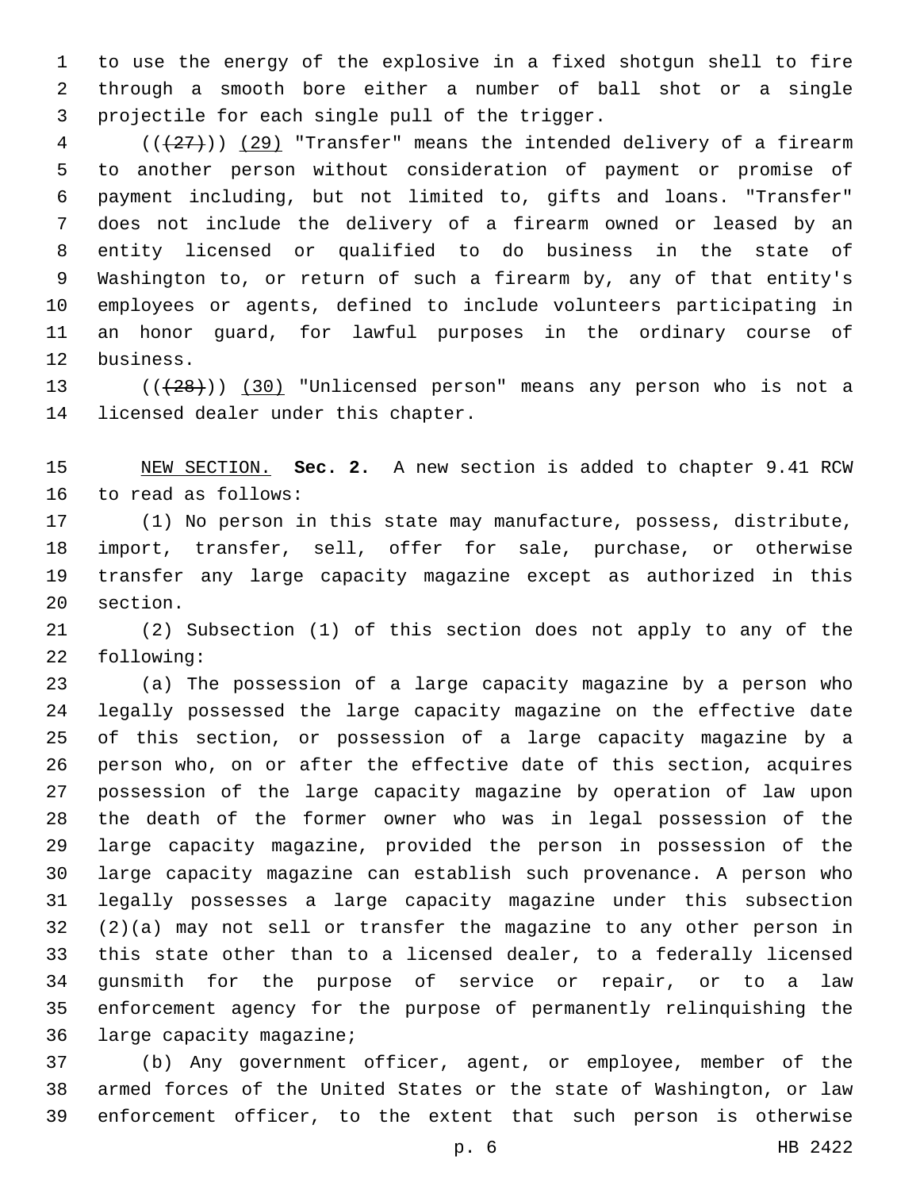to use the energy of the explosive in a fixed shotgun shell to fire through a smooth bore either a number of ball shot or a single projectile for each single pull of the trigger.

((~~(27)~~)) (29) "Transfer" means the intended delivery of a firearm to another person without consideration of payment or promise of payment including, but not limited to, gifts and loans. "Transfer" does not include the delivery of a firearm owned or leased by an entity licensed or qualified to do business in the state of Washington to, or return of such a firearm by, any of that entity's employees or agents, defined to include volunteers participating in an honor guard, for lawful purposes in the ordinary course of business.

((~~(28)~~)) (30) "Unlicensed person" means any person who is not a licensed dealer under this chapter.

NEW SECTION. **Sec. 2.** A new section is added to chapter 9.41 RCW to read as follows:

(1) No person in this state may manufacture, possess, distribute, import, transfer, sell, offer for sale, purchase, or otherwise transfer any large capacity magazine except as authorized in this section.

(2) Subsection (1) of this section does not apply to any of the following:

(a) The possession of a large capacity magazine by a person who legally possessed the large capacity magazine on the effective date of this section, or possession of a large capacity magazine by a person who, on or after the effective date of this section, acquires possession of the large capacity magazine by operation of law upon the death of the former owner who was in legal possession of the large capacity magazine, provided the person in possession of the large capacity magazine can establish such provenance. A person who legally possesses a large capacity magazine under this subsection (2)(a) may not sell or transfer the magazine to any other person in this state other than to a licensed dealer, to a federally licensed gunsmith for the purpose of service or repair, or to a law enforcement agency for the purpose of permanently relinquishing the large capacity magazine;

(b) Any government officer, agent, or employee, member of the armed forces of the United States or the state of Washington, or law enforcement officer, to the extent that such person is otherwise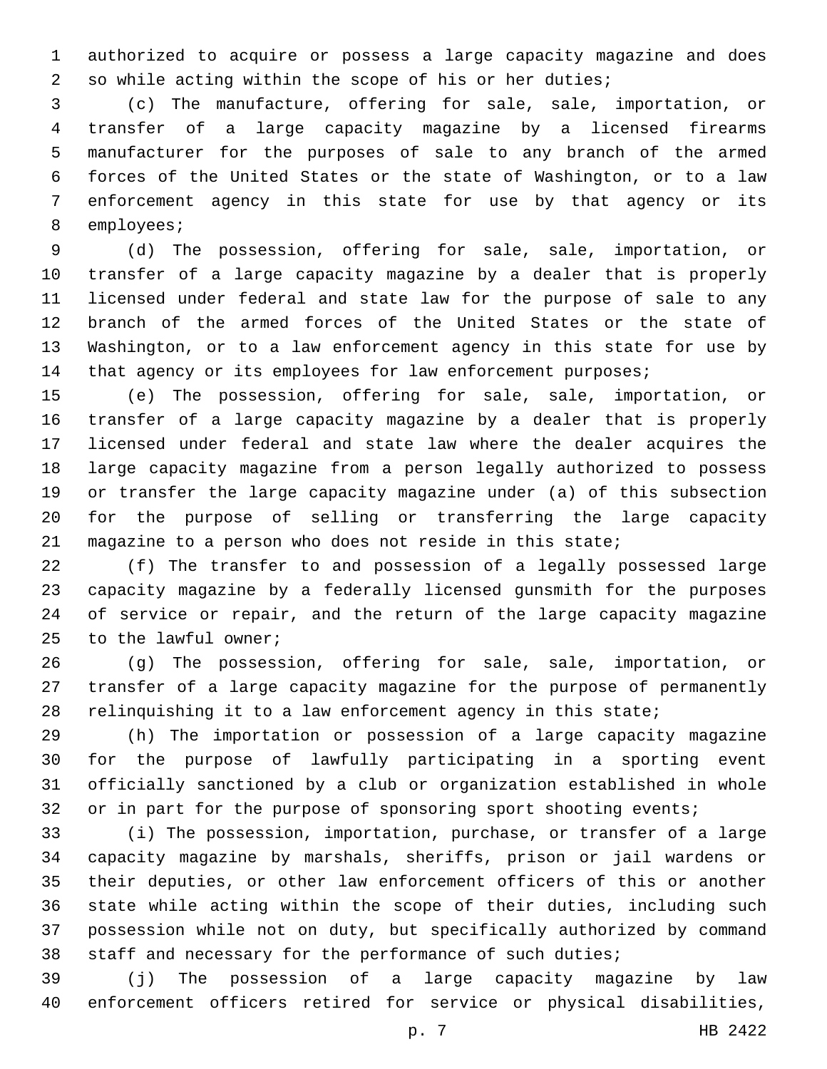authorized to acquire or possess a large capacity magazine and does so while acting within the scope of his or her duties;

(c) The manufacture, offering for sale, sale, importation, or transfer of a large capacity magazine by a licensed firearms manufacturer for the purposes of sale to any branch of the armed forces of the United States or the state of Washington, or to a law enforcement agency in this state for use by that agency or its employees;

(d) The possession, offering for sale, sale, importation, or transfer of a large capacity magazine by a dealer that is properly licensed under federal and state law for the purpose of sale to any branch of the armed forces of the United States or the state of Washington, or to a law enforcement agency in this state for use by that agency or its employees for law enforcement purposes;

(e) The possession, offering for sale, sale, importation, or transfer of a large capacity magazine by a dealer that is properly licensed under federal and state law where the dealer acquires the large capacity magazine from a person legally authorized to possess or transfer the large capacity magazine under (a) of this subsection for the purpose of selling or transferring the large capacity magazine to a person who does not reside in this state;

(f) The transfer to and possession of a legally possessed large capacity magazine by a federally licensed gunsmith for the purposes of service or repair, and the return of the large capacity magazine to the lawful owner;

(g) The possession, offering for sale, sale, importation, or transfer of a large capacity magazine for the purpose of permanently relinquishing it to a law enforcement agency in this state;

(h) The importation or possession of a large capacity magazine for the purpose of lawfully participating in a sporting event officially sanctioned by a club or organization established in whole or in part for the purpose of sponsoring sport shooting events;

(i) The possession, importation, purchase, or transfer of a large capacity magazine by marshals, sheriffs, prison or jail wardens or their deputies, or other law enforcement officers of this or another state while acting within the scope of their duties, including such possession while not on duty, but specifically authorized by command staff and necessary for the performance of such duties;

(j) The possession of a large capacity magazine by law enforcement officers retired for service or physical disabilities,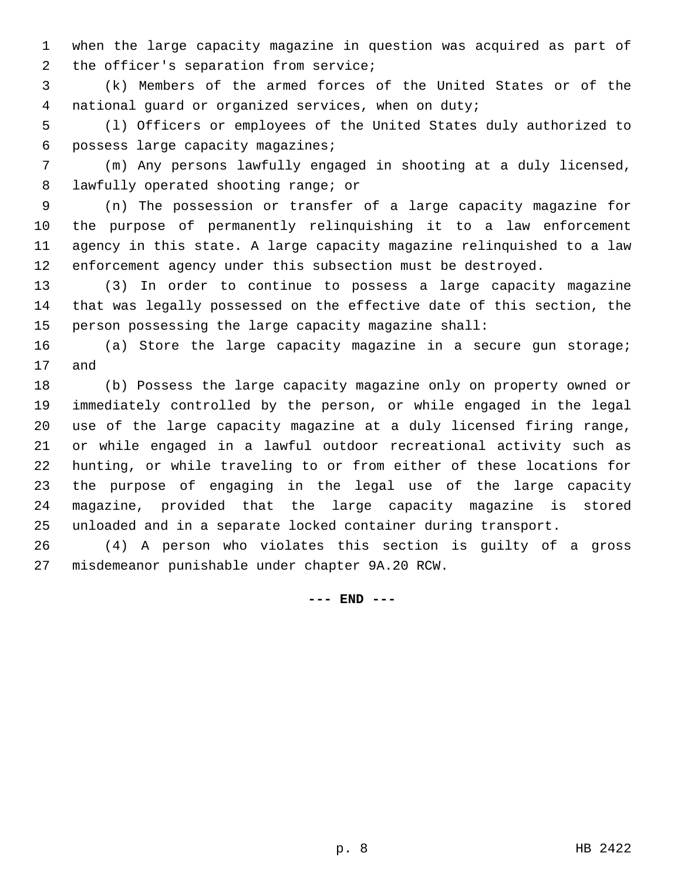when the large capacity magazine in question was acquired as part of the officer's separation from service;

(k) Members of the armed forces of the United States or of the national guard or organized services, when on duty;

(l) Officers or employees of the United States duly authorized to possess large capacity magazines;

(m) Any persons lawfully engaged in shooting at a duly licensed, lawfully operated shooting range; or

(n) The possession or transfer of a large capacity magazine for the purpose of permanently relinquishing it to a law enforcement agency in this state. A large capacity magazine relinquished to a law enforcement agency under this subsection must be destroyed.

(3) In order to continue to possess a large capacity magazine that was legally possessed on the effective date of this section, the person possessing the large capacity magazine shall:

(a) Store the large capacity magazine in a secure gun storage; and

(b) Possess the large capacity magazine only on property owned or immediately controlled by the person, or while engaged in the legal use of the large capacity magazine at a duly licensed firing range, or while engaged in a lawful outdoor recreational activity such as hunting, or while traveling to or from either of these locations for the purpose of engaging in the legal use of the large capacity magazine, provided that the large capacity magazine is stored unloaded and in a separate locked container during transport.

(4) A person who violates this section is guilty of a gross misdemeanor punishable under chapter 9A.20 RCW.

**--- END ---**